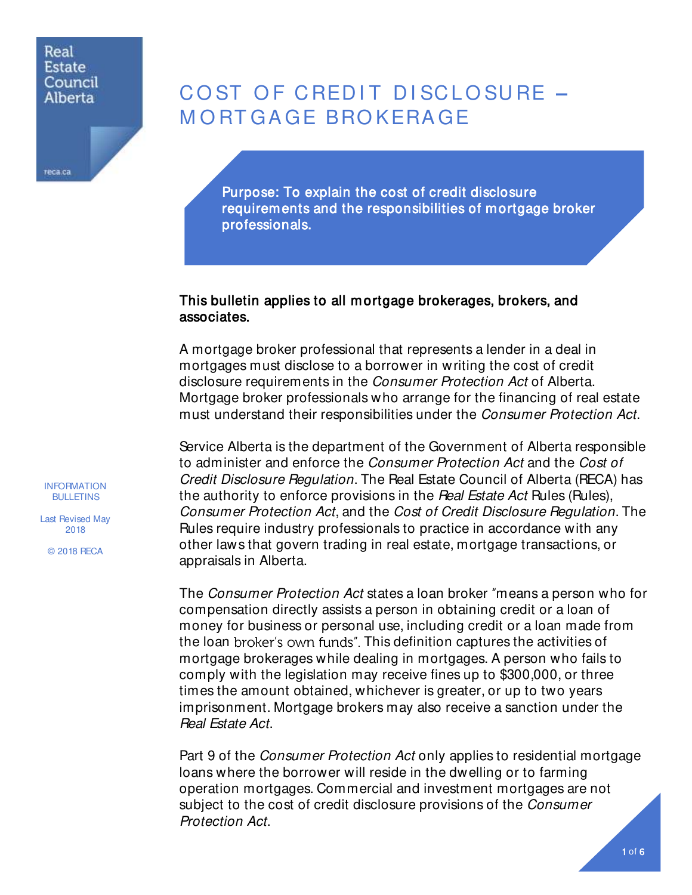Real Estate Council Alberta

reca.ca

# COST OF CREDIT DISCLOSURE – MORTGAGE BROKERAGE

**Purpose: To explain the cost of credit disclosure requirements and the responsibilities of mortgage broker professionals.**

INFORMATION BULLETINS

Last Revised May 2018

© 2018 RECA

**This bulletin applies to all mortgage brokerages, brokers, and associates.**

A mortgage broker professional that represents a lender in a deal in mortgages must disclose to a borrower in writing the cost of credit disclosure requirements in the *Consumer Protection Act* of Alberta. Mortgage broker professionals who arrange for the financing of real estate must understand their responsibilities under the *Consumer Protection Act*.

Service Alberta is the department of the Government of Alberta responsible to administer and enforce the *Consumer Protection Act* and the *Cost of Credit Disclosure Regulation*. The Real Estate Council of Alberta (RECA) has the authority to enforce provisions in the *Real Estate Act* Rules (Rules), *Consumer Protection Act*, and the *Cost of Credit Disclosure Regulation*. The Rules require industry professionals to practice in accordance with any other laws that govern trading in real estate, mortgage transactions, or appraisals in Alberta.

The *Consumer Protection Act* states a loan broker "means a person who for compensation directly assists a person in obtaining credit or a loan of money for business or personal use, including credit or a loan made from the loan broker's own funds". This definition captures the activities of mortgage brokerages while dealing in mortgages. A person who fails to comply with the legislation may receive fines up to $300,000, or three times the amount obtained, whichever is greater, or up to two years imprisonment. Mortgage brokers may also receive a sanction under the *Real Estate Act*.

Part 9 of the *Consumer Protection Act* only applies to residential mortgage loans where the borrower will reside in the dwelling or to farming operation mortgages. Commercial and investment mortgages are not subject to the cost of credit disclosure provisions of the *Consumer Protection Act*.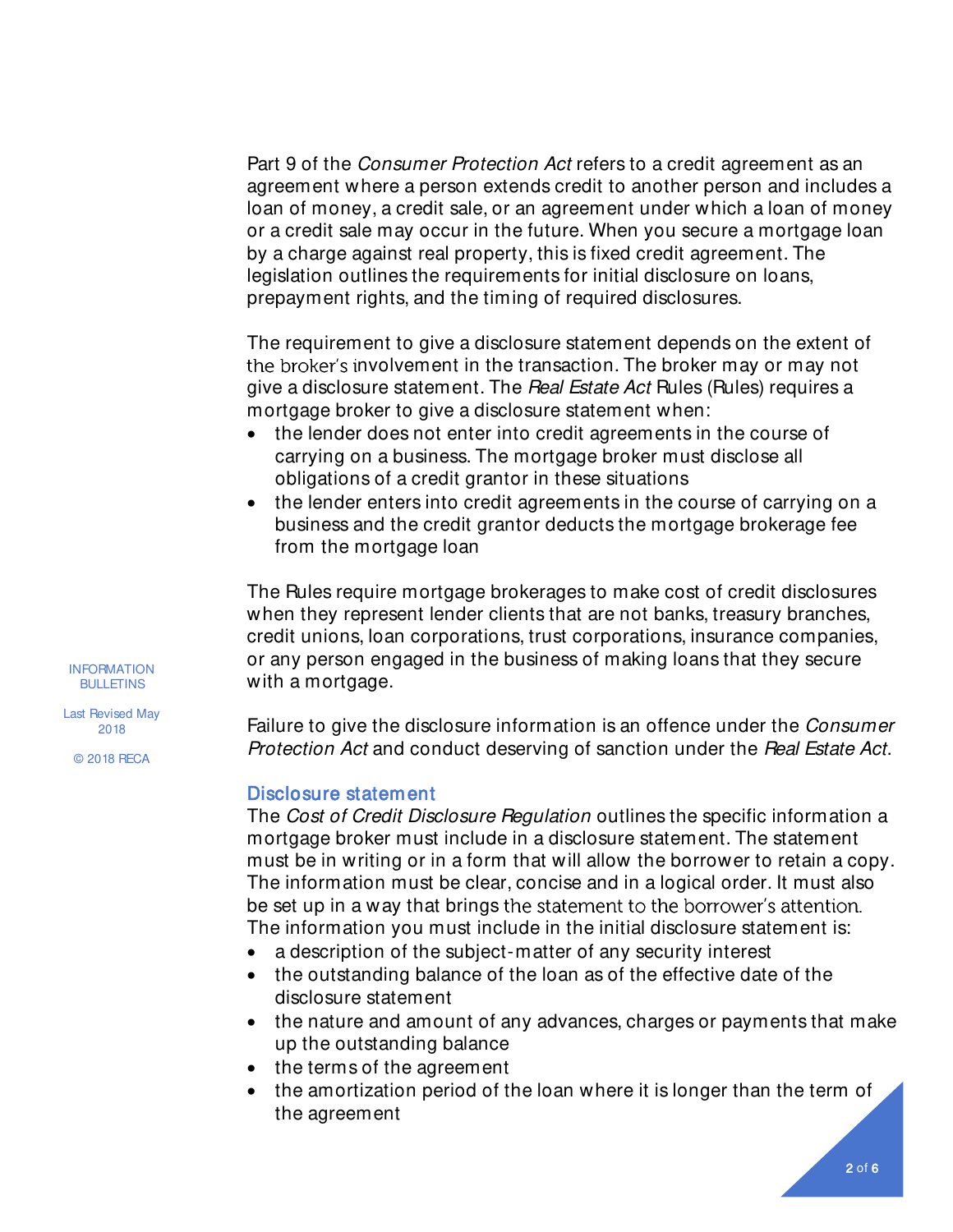Part 9 of the *Consumer Protection Act* refers to a credit agreement as an agreement where a person extends credit to another person and includes a loan of money, a credit sale, or an agreement under which a loan of money or a credit sale may occur in the future. When you secure a mortgage loan by a charge against real property, this is fixed credit agreement. The legislation outlines the requirements for initial disclosure on loans, prepayment rights, and the timing of required disclosures.

The requirement to give a disclosure statement depends on the extent of the broker's involvement in the transaction. The broker may or may not give a disclosure statement. The *Real Estate Act* Rules (Rules) requires a mortgage broker to give a disclosure statement when:

- the lender does not enter into credit agreements in the course of carrying on a business. The mortgage broker must disclose all obligations of a credit grantor in these situations
- the lender enters into credit agreements in the course of carrying on a business and the credit grantor deducts the mortgage brokerage fee from the mortgage loan

The Rules require mortgage brokerages to make cost of credit disclosures when they represent lender clients that are not banks, treasury branches, credit unions, loan corporations, trust corporations, insurance companies, or any person engaged in the business of making loans that they secure with a mortgage.

Failure to give the disclosure information is an offence under the *Consumer Protection Act* and conduct deserving of sanction under the *Real Estate Act*.

## Disclosure statement

The *Cost of Credit Disclosure Regulation* outlines the specific information a mortgage broker must include in a disclosure statement. The statement must be in writing or in a form that will allow the borrower to retain a copy. The information must be clear, concise and in a logical order. It must also be set up in a way that brings the statement to the borrower's attention. The information you must include in the initial disclosure statement is:

- a description of the subject-matter of any security interest
- the outstanding balance of the loan as of the effective date of the disclosure statement
- the nature and amount of any advances, charges or payments that make up the outstanding balance
- the terms of the agreement
- the amortization period of the loan where it is longer than the term of the agreement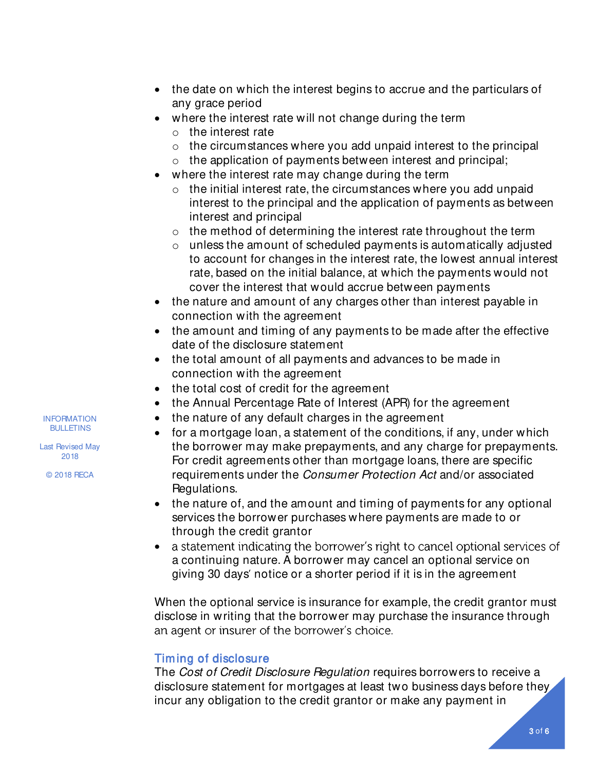- the date on which the interest begins to accrue and the particulars of any grace period
- where the interest rate will not change during the term
  - the interest rate
  - the circumstances where you add unpaid interest to the principal
  - the application of payments between interest and principal;
- where the interest rate may change during the term
  - the initial interest rate, the circumstances where you add unpaid interest to the principal and the application of payments as between interest and principal
  - the method of determining the interest rate throughout the term
  - unless the amount of scheduled payments is automatically adjusted to account for changes in the interest rate, the lowest annual interest rate, based on the initial balance, at which the payments would not cover the interest that would accrue between payments
- the nature and amount of any charges other than interest payable in connection with the agreement
- the amount and timing of any payments to be made after the effective date of the disclosure statement
- the total amount of all payments and advances to be made in connection with the agreement
- the total cost of credit for the agreement
- the Annual Percentage Rate of Interest (APR) for the agreement
- the nature of any default charges in the agreement
- for a mortgage loan, a statement of the conditions, if any, under which the borrower may make prepayments, and any charge for prepayments. For credit agreements other than mortgage loans, there are specific requirements under the *Consumer Protection Act* and/or associated Regulations.
- the nature of, and the amount and timing of payments for any optional services the borrower purchases where payments are made to or through the credit grantor
- a statement indicating the borrower's right to cancel optional services of a continuing nature. A borrower may cancel an optional service on giving 30 days' notice or a shorter period if it is in the agreement

When the optional service is insurance for example, the credit grantor must disclose in writing that the borrower may purchase the insurance through an agent or insurer of the borrower's choice.

## Timing of disclosure

The *Cost of Credit Disclosure Regulation* requires borrowers to receive a disclosure statement for mortgages at least two business days before they incur any obligation to the credit grantor or make any payment in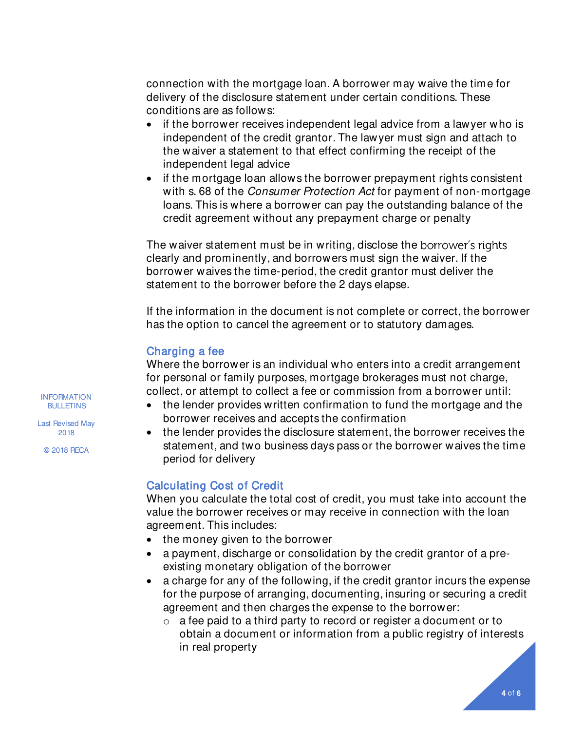connection with the mortgage loan. A borrower may waive the time for delivery of the disclosure statement under certain conditions. These conditions are as follows:

- if the borrower receives independent legal advice from a lawyer who is independent of the credit grantor. The lawyer must sign and attach to the waiver a statement to that effect confirming the receipt of the independent legal advice
- if the mortgage loan allows the borrower prepayment rights consistent with s. 68 of the *Consumer Protection Act* for payment of non-mortgage loans. This is where a borrower can pay the outstanding balance of the credit agreement without any prepayment charge or penalty

The waiver statement must be in writing, disclose the borrower's rights clearly and prominently, and borrowers must sign the waiver. If the borrower waives the time-period, the credit grantor must deliver the statement to the borrower before the 2 days elapse.

If the information in the document is not complete or correct, the borrower has the option to cancel the agreement or to statutory damages.

## Charging a fee

Where the borrower is an individual who enters into a credit arrangement for personal or family purposes, mortgage brokerages must not charge, collect, or attempt to collect a fee or commission from a borrower until:

- the lender provides written confirmation to fund the mortgage and the borrower receives and accepts the confirmation
- the lender provides the disclosure statement, the borrower receives the statement, and two business days pass or the borrower waives the time period for delivery

## Calculating Cost of Credit

When you calculate the total cost of credit, you must take into account the value the borrower receives or may receive in connection with the loan agreement. This includes:

- the money given to the borrower
- a payment, discharge or consolidation by the credit grantor of a pre-existing monetary obligation of the borrower
- a charge for any of the following, if the credit grantor incurs the expense for the purpose of arranging, documenting, insuring or securing a credit agreement and then charges the expense to the borrower:
    - a fee paid to a third party to record or register a document or to obtain a document or information from a public registry of interests in real property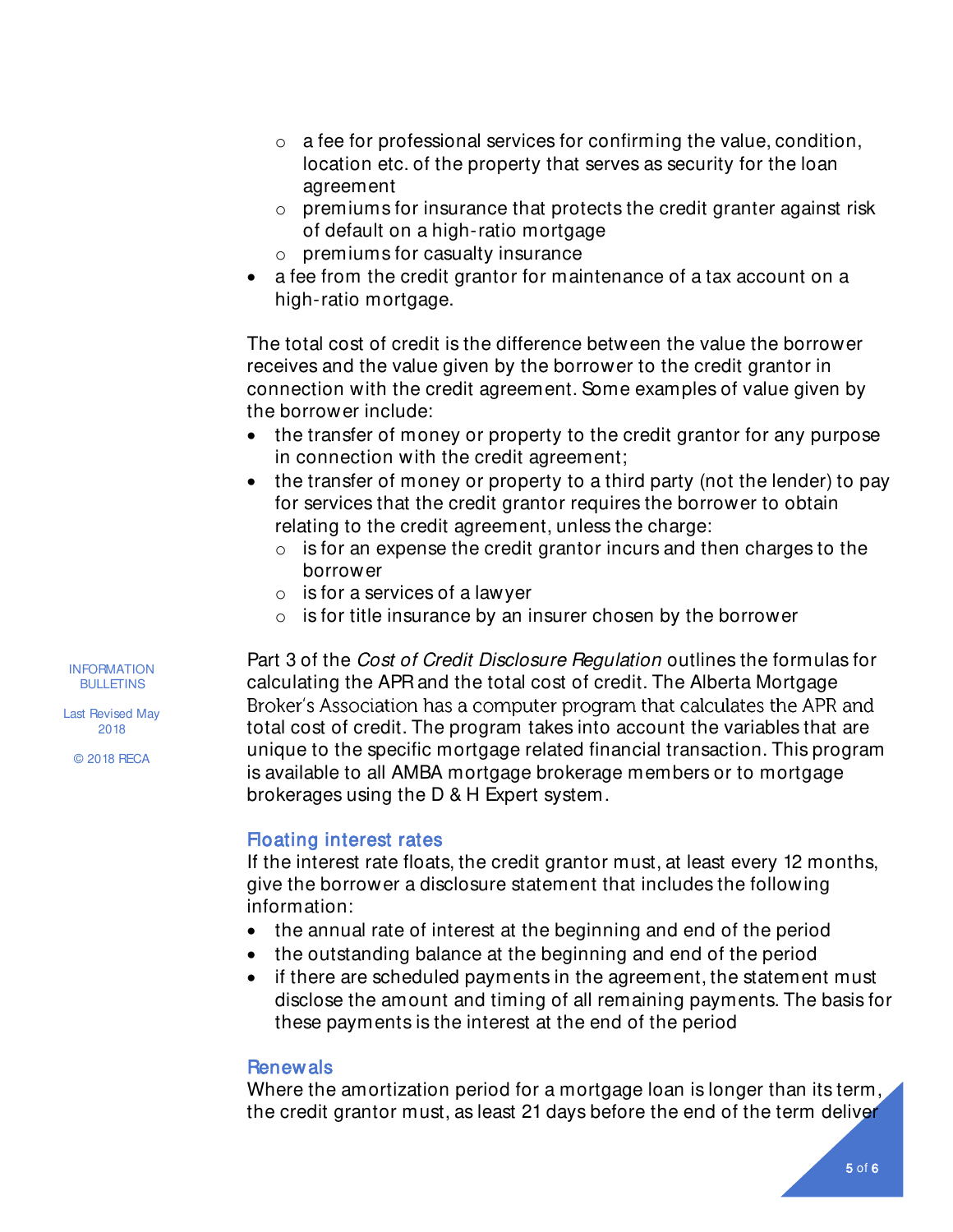- a fee for professional services for confirming the value, condition, location etc. of the property that serves as security for the loan agreement
  - premiums for insurance that protects the credit granter against risk of default on a high-ratio mortgage
  - premiums for casualty insurance
- a fee from the credit grantor for maintenance of a tax account on a high-ratio mortgage.

The total cost of credit is the difference between the value the borrower receives and the value given by the borrower to the credit grantor in connection with the credit agreement. Some examples of value given by the borrower include:

- the transfer of money or property to the credit grantor for any purpose in connection with the credit agreement;
- the transfer of money or property to a third party (not the lender) to pay for services that the credit grantor requires the borrower to obtain relating to the credit agreement, unless the charge:
  - is for an expense the credit grantor incurs and then charges to the borrower
  - is for a services of a lawyer
  - is for title insurance by an insurer chosen by the borrower

Part 3 of the *Cost of Credit Disclosure Regulation* outlines the formulas for calculating the APR and the total cost of credit. The Alberta Mortgage Broker's Association has a computer program that calculates the APR and total cost of credit. The program takes into account the variables that are unique to the specific mortgage related financial transaction. This program is available to all AMBA mortgage brokerage members or to mortgage brokerages using the D & H Expert system.

## Floating interest rates

If the interest rate floats, the credit grantor must, at least every 12 months, give the borrower a disclosure statement that includes the following information:

- the annual rate of interest at the beginning and end of the period
- the outstanding balance at the beginning and end of the period
- if there are scheduled payments in the agreement, the statement must disclose the amount and timing of all remaining payments. The basis for these payments is the interest at the end of the period

## Renewals

Where the amortization period for a mortgage loan is longer than its term, the credit grantor must, as least 21 days before the end of the term deliver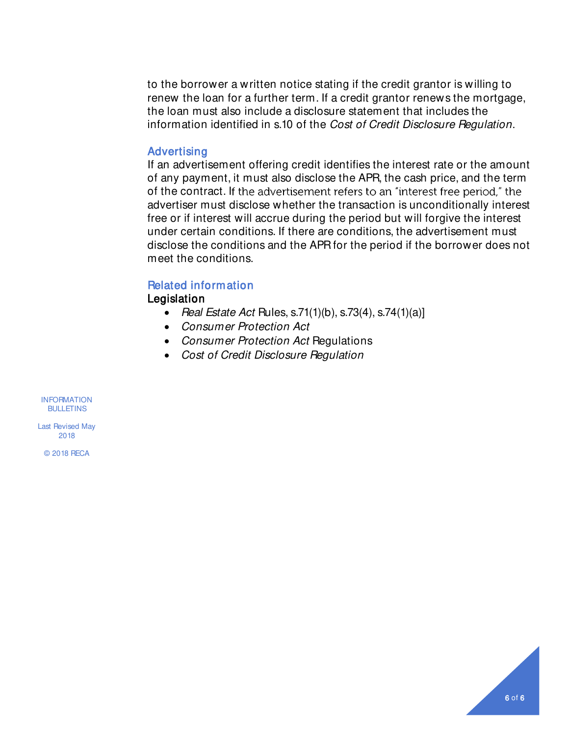to the borrower a written notice stating if the credit grantor is willing to renew the loan for a further term. If a credit grantor renews the mortgage, the loan must also include a disclosure statement that includes the information identified in s.10 of the *Cost of Credit Disclosure Regulation*.

## Advertising

If an advertisement offering credit identifies the interest rate or the amount of any payment, it must also disclose the APR, the cash price, and the term of the contract. If the advertisement refers to an "interest free period," the advertiser must disclose whether the transaction is unconditionally interest free or if interest will accrue during the period but will forgive the interest under certain conditions. If there are conditions, the advertisement must disclose the conditions and the APR for the period if the borrower does not meet the conditions.

## Related information

### Legislation

- *Real Estate Act* Rules, s.71(1)(b), s.73(4), s.74(1)(a)]
- *Consumer Protection Act*
- *Consumer Protection Act* Regulations
- *Cost of Credit Disclosure Regulation*

INFORMATION BULLETINS

Last Revised May 2018

© 2018 RECA